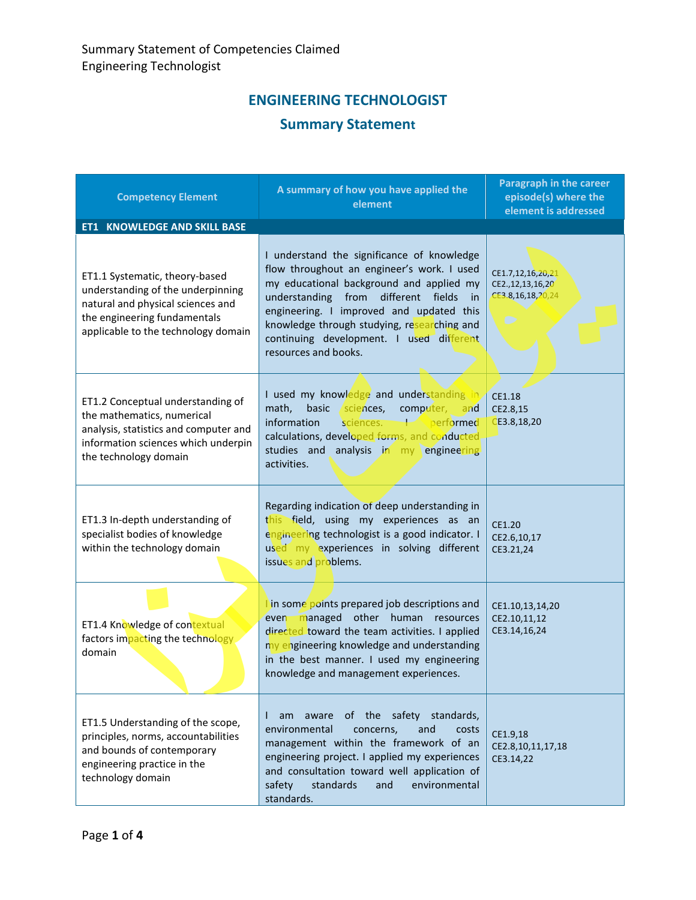# ENGINEERING TECHNOLOGIST

## Summary Statement

| Competency Element | A summary of how you have applied the element | Paragraph in the career episode(s) where the element is addressed |
|---|---|---|
| **ET1 KNOWLEDGE AND SKILL BASE** | | |
| ET1.1 Systematic, theory-based understanding of the underpinning natural and physical sciences and the engineering fundamentals applicable to the technology domain | I understand the significance of knowledge flow throughout an engineer's work. I used my educational background and applied my understanding from different fields in engineering. I improved and updated this knowledge through studying, researching and continuing development. I used different resources and books. | CE1.7,12,16,20,21<br>CE2.,12,13,16,20<br>CE3.8,16,18,20,24 |
| ET1.2 Conceptual understanding of the mathematics, numerical analysis, statistics and computer and information sciences which underpin the technology domain | I used my knowledge and understanding in math, basic sciences, computer, and information sciences. I performed calculations, developed forms, and conducted studies and analysis in my engineering activities. | CE1.18<br>CE2.8,15<br>CE3.8,18,20 |
| ET1.3 In-depth understanding of specialist bodies of knowledge within the technology domain | Regarding indication of deep understanding in this field, using my experiences as an engineering technologist is a good indicator. I used my experiences in solving different issues and problems. | CE1.20<br>CE2.6,10,17<br>CE3.21,24 |
| ET1.4 Knowledge of contextual factors impacting the technology domain | I in some points prepared job descriptions and even managed other human resources directed toward the team activities. I applied my engineering knowledge and understanding in the best manner. I used my engineering knowledge and management experiences. | CE1.10,13,14,20<br>CE2.10,11,12<br>CE3.14,16,24 |
| ET1.5 Understanding of the scope, principles, norms, accountabilities and bounds of contemporary engineering practice in the technology domain | I am aware of the safety standards, environmental concerns, and costs management within the framework of an engineering project. I applied my experiences and consultation toward well application of safety standards and environmental standards. | CE1.9,18<br>CE2.8,10,11,17,18<br>CE3.14,22 |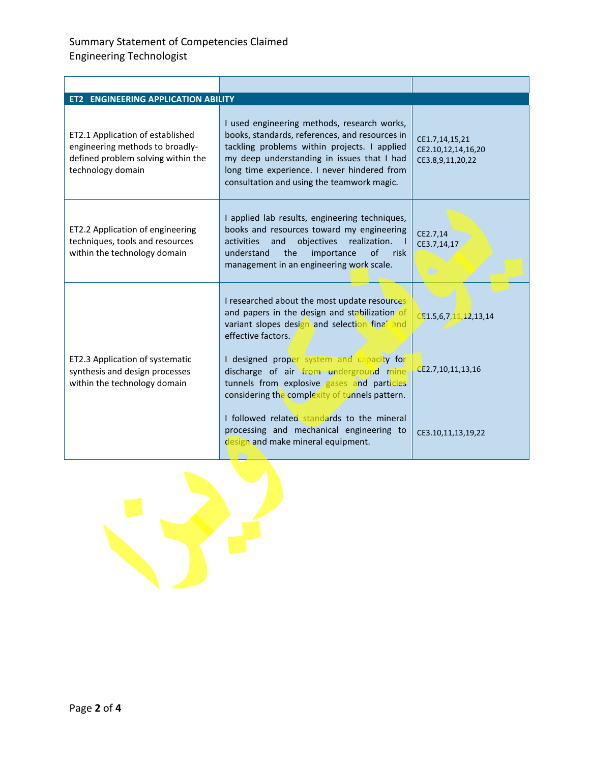Summary Statement of Competencies Claimed
Engineering Technologist

| | | |
|---|---|---|
| **ET2 ENGINEERING APPLICATION ABILITY** | | |
| ET2.1 Application of established engineering methods to broadly-defined problem solving within the technology domain | I used engineering methods, research works, books, standards, references, and resources in tackling problems within projects. I applied my deep understanding in issues that I had long time experience. I never hindered from consultation and using the teamwork magic. | CE1.7,14,15,21<br>CE2.10,12,14,16,20<br>CE3.8,9,11,20,22 |
| ET2.2 Application of engineering techniques, tools and resources within the technology domain | I applied lab results, engineering techniques, books and resources toward my engineering activities and objectives realization. I understand the importance of risk management in an engineering work scale. | CE2.7,14<br>CE3.7,14,17 |
| ET2.3 Application of systematic synthesis and design processes within the technology domain | I researched about the most update resources and papers in the design and stabilization of variant slopes design and selection final and effective factors.<br><br>I designed proper system and capacity for discharge of air from underground mine tunnels from explosive gases and particles considering the complexity of tunnels pattern.<br><br>I followed related standards to the mineral processing and mechanical engineering to design and make mineral equipment. | CE1.5,6,7,11,12,13,14<br><br>CE2.7,10,11,13,16<br><br>CE3.10,11,13,19,22 |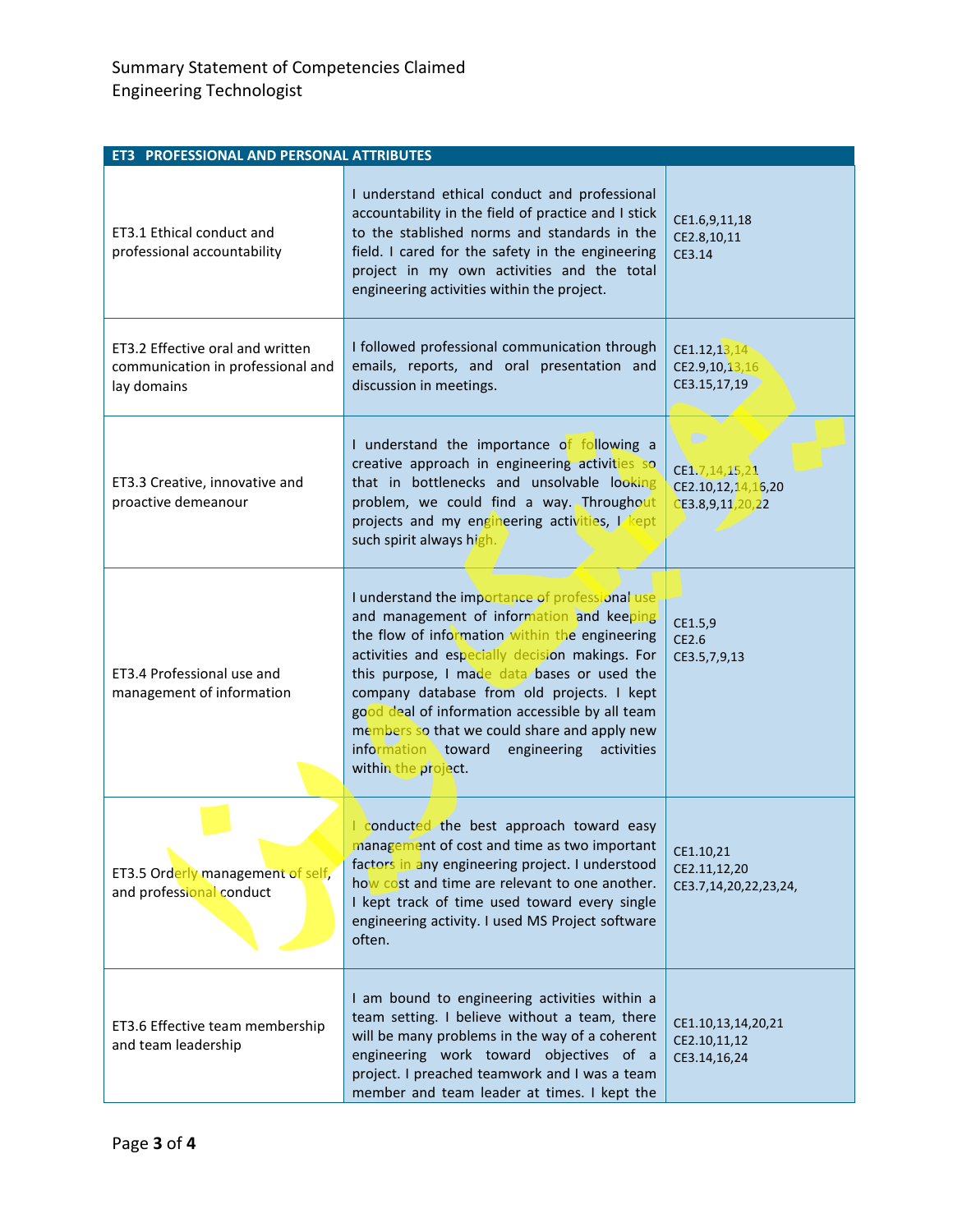# Summary Statement of Competencies Claimed
## Engineering Technologist

| ET3 PROFESSIONAL AND PERSONAL ATTRIBUTES | | |
|---|---|---|
| ET3.1 Ethical conduct and professional accountability | I understand ethical conduct and professional accountability in the field of practice and I stick to the stablished norms and standards in the field. I cared for the safety in the engineering project in my own activities and the total engineering activities within the project. | CE1.6,9,11,18<br>CE2.8,10,11<br>CE3.14 |
| ET3.2 Effective oral and written communication in professional and lay domains | I followed professional communication through emails, reports, and oral presentation and discussion in meetings. | CE1.12,13,14<br>CE2.9,10,13,16<br>CE3.15,17,19 |
| ET3.3 Creative, innovative and proactive demeanour | I understand the importance of following a creative approach in engineering activities so that in bottlenecks and unsolvable looking problem, we could find a way. Throughout projects and my engineering activities, I kept such spirit always high. | CE1.7,14,15,21<br>CE2.10,12,14,16,20<br>CE3.8,9,11,20,22 |
| ET3.4 Professional use and management of information | I understand the importance of professional use and management of information and keeping the flow of information within the engineering activities and especially decision makings. For this purpose, I made data bases or used the company database from old projects. I kept good deal of information accessible by all team members so that we could share and apply new information toward engineering activities within the project. | CE1.5,9<br>CE2.6<br>CE3.5,7,9,13 |
| ET3.5 Orderly management of self, and professional conduct | I conducted the best approach toward easy management of cost and time as two important factors in any engineering project. I understood how cost and time are relevant to one another. I kept track of time used toward every single engineering activity. I used MS Project software often. | CE1.10,21<br>CE2.11,12,20<br>CE3.7,14,20,22,23,24, |
| ET3.6 Effective team membership and team leadership | I am bound to engineering activities within a team setting. I believe without a team, there will be many problems in the way of a coherent engineering work toward objectives of a project. I preached teamwork and I was a team member and team leader at times. I kept the | CE1.10,13,14,20,21<br>CE2.10,11,12<br>CE3.14,16,24 |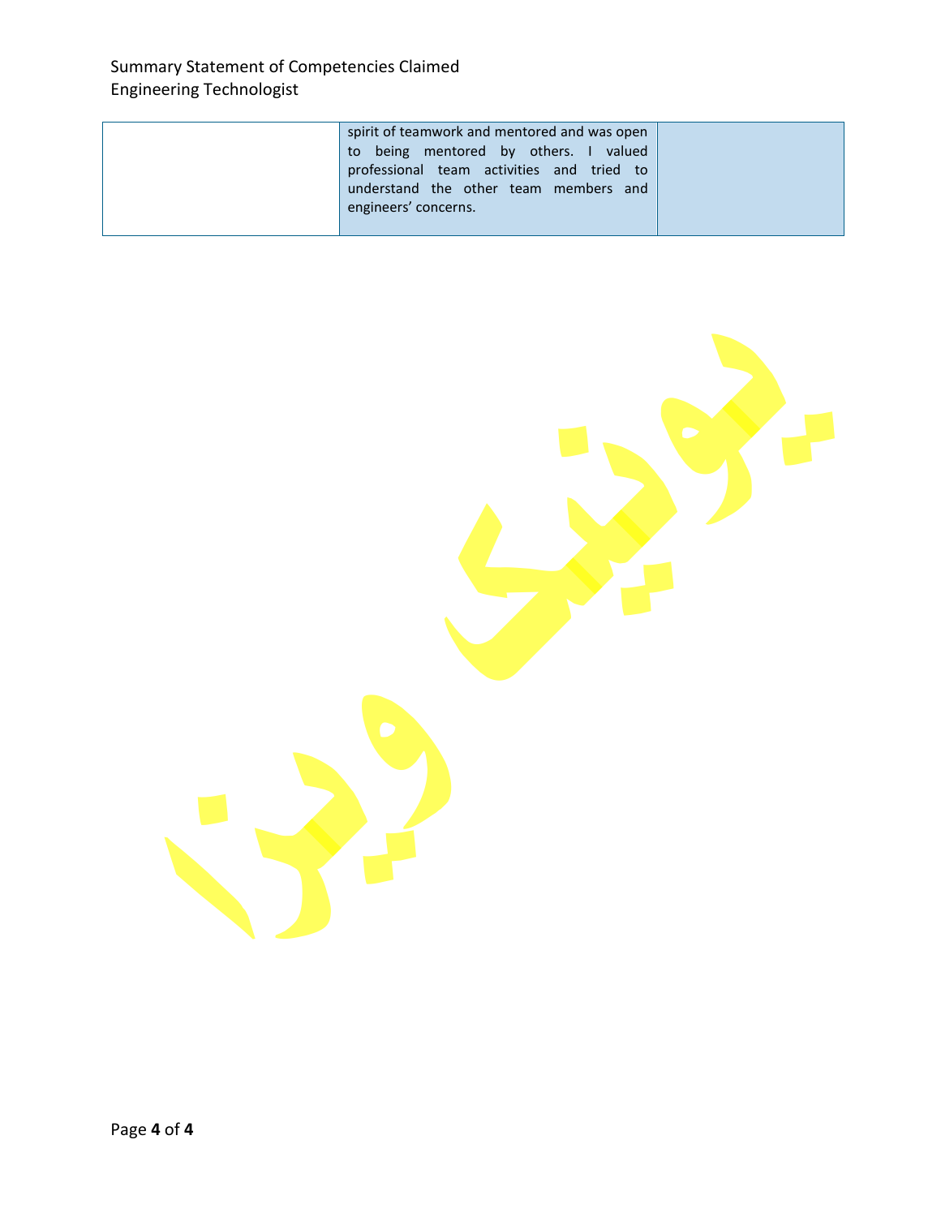| | | |
|---|---|---|
| | spirit of teamwork and mentored and was open to being mentored by others. I valued professional team activities and tried to understand the other team members and engineers' concerns. | |